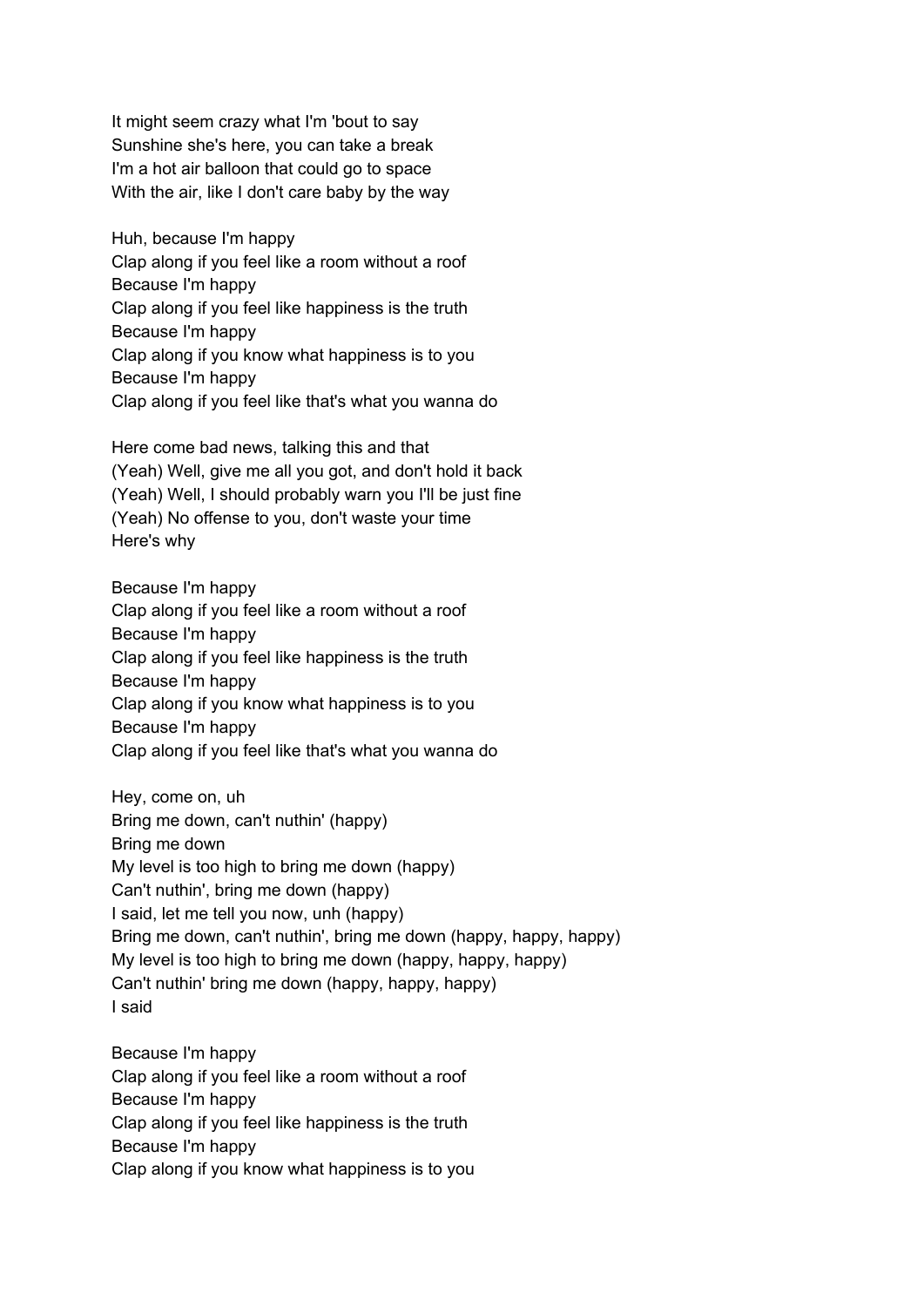It might seem crazy what I'm 'bout to say Sunshine she's here, you can take a break I'm a hot air balloon that could go to space With the air, like I don't care baby by the way

Huh, because I'm happy Clap along if you feel like a room without a roof Because I'm happy Clap along if you feel like happiness is the truth Because I'm happy Clap along if you know what happiness is to you Because I'm happy Clap along if you feel like that's what you wanna do

Here come bad news, talking this and that (Yeah) Well, give me all you got, and don't hold it back (Yeah) Well, I should probably warn you I'll be just fine (Yeah) No offense to you, don't waste your time Here's why

Because I'm happy

Clap along if you feel like a room without a roof Because I'm happy Clap along if you feel like happiness is the truth Because I'm happy Clap along if you know what happiness is to you Because I'm happy Clap along if you feel like that's what you wanna do

Hey, come on, uh Bring me down, can't nuthin' (happy) Bring me down My level is too high to bring me down (happy) Can't nuthin', bring me down (happy) I said, let me tell you now, unh (happy) Bring me down, can't nuthin', bring me down (happy, happy, happy) My level is too high to bring me down (happy, happy, happy) Can't nuthin' bring me down (happy, happy, happy) I said

Because I'm happy Clap along if you feel like a room without a roof Because I'm happy Clap along if you feel like happiness is the truth Because I'm happy Clap along if you know what happiness is to you